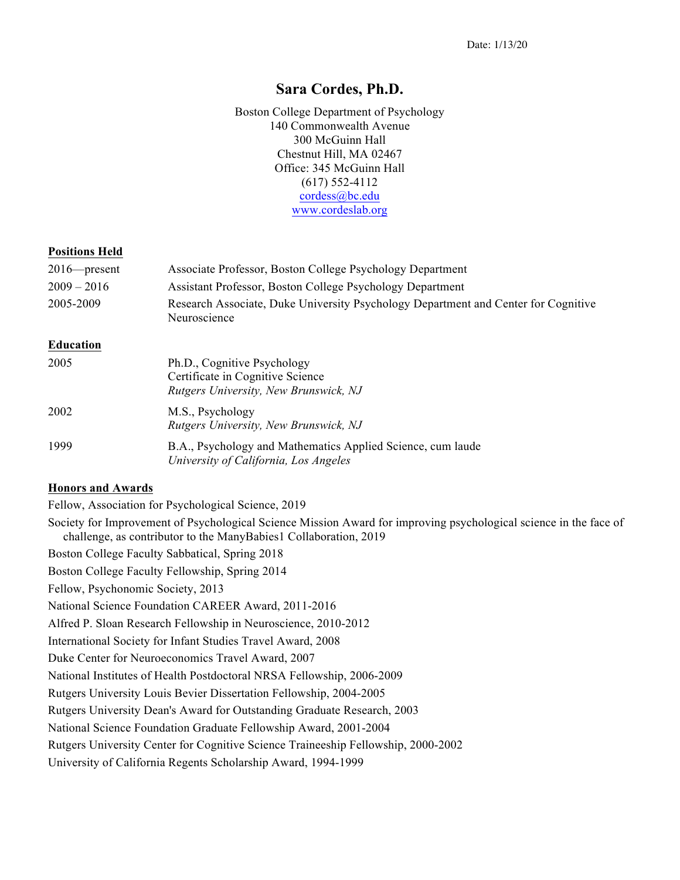Date: 1/13/20

# Sara Cordes, Ph.D.

Boston College Department of Psychology
140 Commonwealth Avenue
300 McGuinn Hall
Chestnut Hill, MA 02467
Office: 345 McGuinn Hall
(617) 552-4112
cordess@bc.edu
www.cordeslab.org

## Positions Held

| | |
|---|---|
| 2016—present | Associate Professor, Boston College Psychology Department |
| 2009 – 2016 | Assistant Professor, Boston College Psychology Department |
| 2005-2009 | Research Associate, Duke University Psychology Department and Center for Cognitive Neuroscience |

## Education

| | |
|---|---|
| 2005 | Ph.D., Cognitive Psychology<br>Certificate in Cognitive Science<br>*Rutgers University, New Brunswick, NJ* |
| 2002 | M.S., Psychology<br>*Rutgers University, New Brunswick, NJ* |
| 1999 | B.A., Psychology and Mathematics Applied Science, cum laude<br>*University of California, Los Angeles* |

## Honors and Awards

Fellow, Association for Psychological Science, 2019

Society for Improvement of Psychological Science Mission Award for improving psychological science in the face of challenge, as contributor to the ManyBabies1 Collaboration, 2019

Boston College Faculty Sabbatical, Spring 2018

Boston College Faculty Fellowship, Spring 2014

Fellow, Psychonomic Society, 2013

National Science Foundation CAREER Award, 2011-2016

Alfred P. Sloan Research Fellowship in Neuroscience, 2010-2012

International Society for Infant Studies Travel Award, 2008

Duke Center for Neuroeconomics Travel Award, 2007

National Institutes of Health Postdoctoral NRSA Fellowship, 2006-2009

Rutgers University Louis Bevier Dissertation Fellowship, 2004-2005

Rutgers University Dean's Award for Outstanding Graduate Research, 2003

National Science Foundation Graduate Fellowship Award, 2001-2004

Rutgers University Center for Cognitive Science Traineeship Fellowship, 2000-2002

University of California Regents Scholarship Award, 1994-1999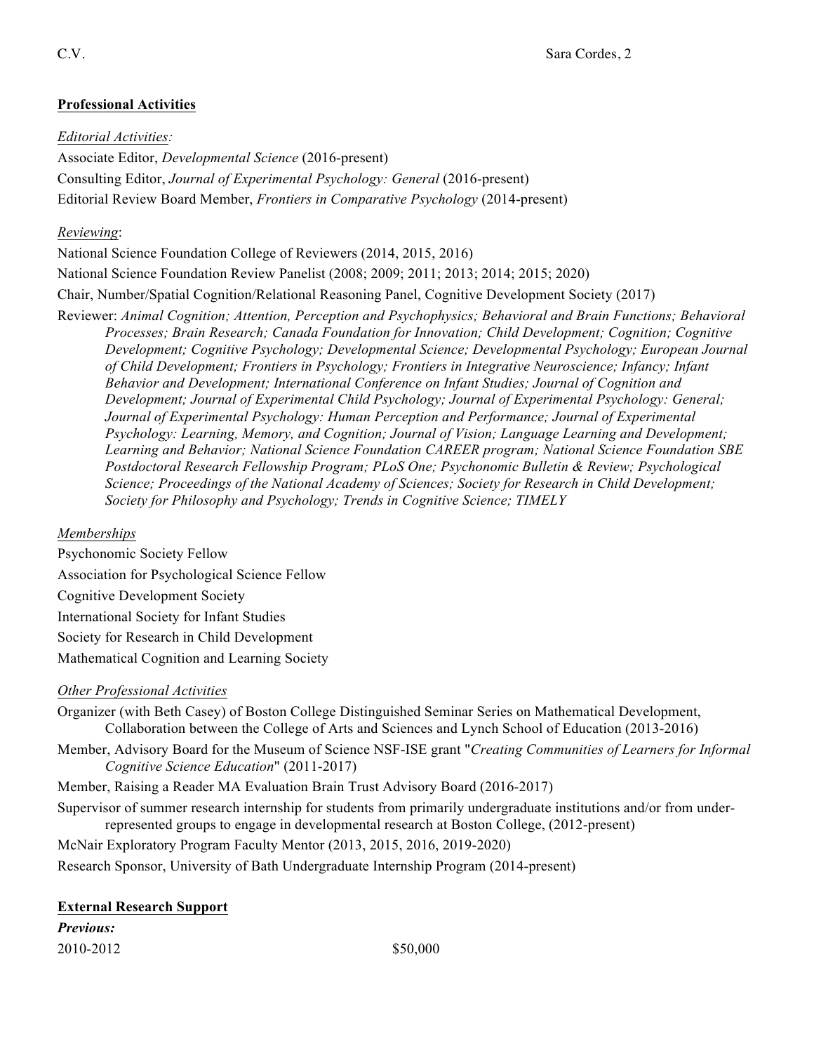## Professional Activities

*Editorial Activities:*

Associate Editor, *Developmental Science* (2016-present)

Consulting Editor, *Journal of Experimental Psychology: General* (2016-present)

Editorial Review Board Member, *Frontiers in Comparative Psychology* (2014-present)

*Reviewing*:

National Science Foundation College of Reviewers (2014, 2015, 2016)

National Science Foundation Review Panelist (2008; 2009; 2011; 2013; 2014; 2015; 2020)

Chair, Number/Spatial Cognition/Relational Reasoning Panel, Cognitive Development Society (2017)

Reviewer: *Animal Cognition; Attention, Perception and Psychophysics; Behavioral and Brain Functions; Behavioral Processes; Brain Research; Canada Foundation for Innovation; Child Development; Cognition; Cognitive Development; Cognitive Psychology; Developmental Science; Developmental Psychology; European Journal of Child Development; Frontiers in Psychology; Frontiers in Integrative Neuroscience; Infancy; Infant Behavior and Development; International Conference on Infant Studies; Journal of Cognition and Development; Journal of Experimental Child Psychology; Journal of Experimental Psychology: General; Journal of Experimental Psychology: Human Perception and Performance; Journal of Experimental Psychology: Learning, Memory, and Cognition; Journal of Vision; Language Learning and Development; Learning and Behavior; National Science Foundation CAREER program; National Science Foundation SBE Postdoctoral Research Fellowship Program; PLoS One; Psychonomic Bulletin & Review; Psychological Science; Proceedings of the National Academy of Sciences; Society for Research in Child Development; Society for Philosophy and Psychology; Trends in Cognitive Science; TIMELY*

*Memberships*

Psychonomic Society Fellow

Association for Psychological Science Fellow

Cognitive Development Society

International Society for Infant Studies

Society for Research in Child Development

Mathematical Cognition and Learning Society

*Other Professional Activities*

Organizer (with Beth Casey) of Boston College Distinguished Seminar Series on Mathematical Development, Collaboration between the College of Arts and Sciences and Lynch School of Education (2013-2016)

Member, Advisory Board for the Museum of Science NSF-ISE grant "*Creating Communities of Learners for Informal Cognitive Science Education*" (2011-2017)

Member, Raising a Reader MA Evaluation Brain Trust Advisory Board (2016-2017)

Supervisor of summer research internship for students from primarily undergraduate institutions and/or from under-represented groups to engage in developmental research at Boston College, (2012-present)

McNair Exploratory Program Faculty Mentor (2013, 2015, 2016, 2019-2020)

Research Sponsor, University of Bath Undergraduate Internship Program (2014-present)

## External Research Support

***Previous:***

2010-2012 $50,000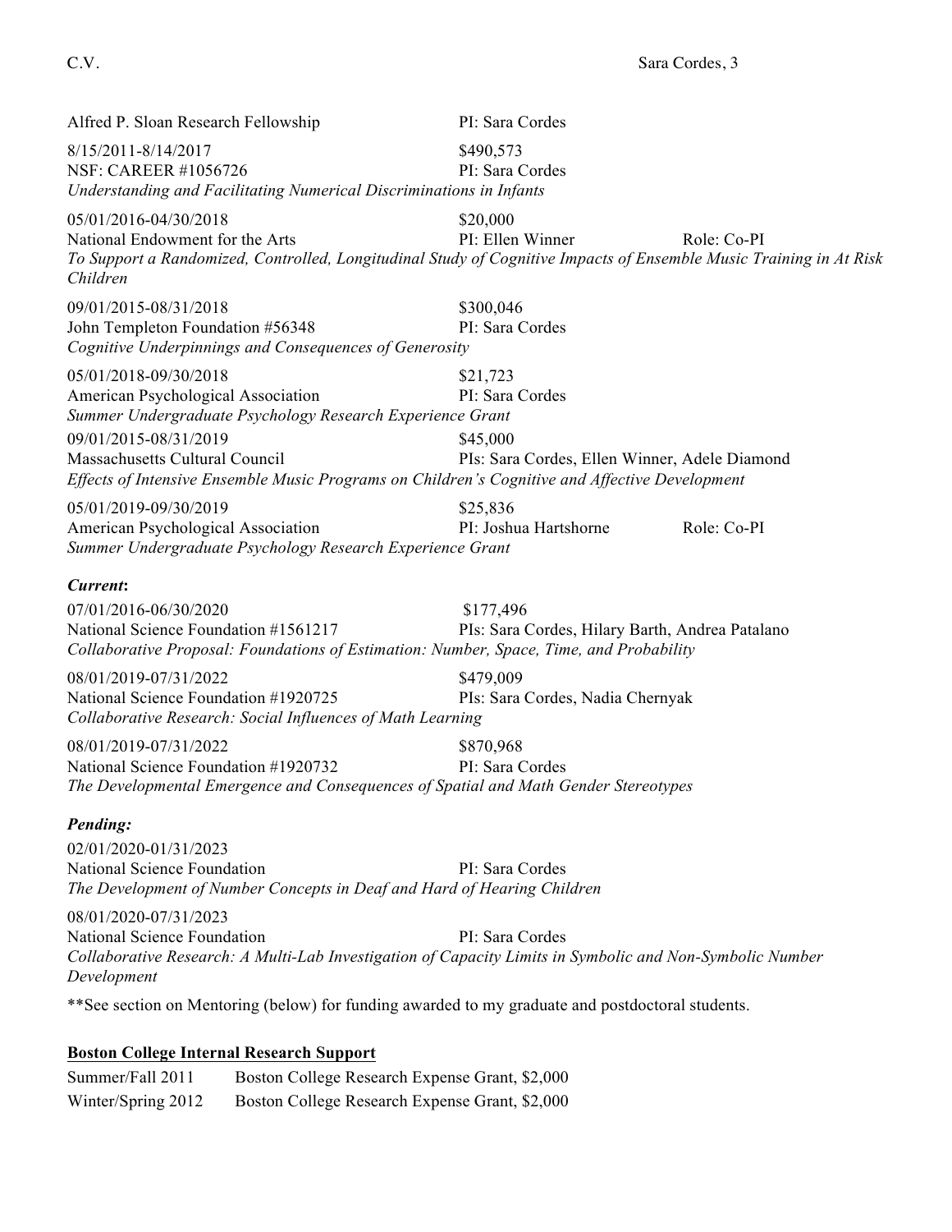Alfred P. Sloan Research Fellowship PI: Sara Cordes

8/15/2011-8/14/2017 $490,573
NSF: CAREER #1056726 PI: Sara Cordes
*Understanding and Facilitating Numerical Discriminations in Infants*

05/01/2016-04/30/2018 $20,000
National Endowment for the Arts PI: Ellen Winner Role: Co-PI
*To Support a Randomized, Controlled, Longitudinal Study of Cognitive Impacts of Ensemble Music Training in At Risk Children*

09/01/2015-08/31/2018 $300,046
John Templeton Foundation #56348 PI: Sara Cordes
*Cognitive Underpinnings and Consequences of Generosity*

05/01/2018-09/30/2018 $21,723
American Psychological Association PI: Sara Cordes
*Summer Undergraduate Psychology Research Experience Grant*

09/01/2015-08/31/2019 $45,000
Massachusetts Cultural Council PIs: Sara Cordes, Ellen Winner, Adele Diamond
*Effects of Intensive Ensemble Music Programs on Children's Cognitive and Affective Development*

05/01/2019-09/30/2019 $25,836
American Psychological Association PI: Joshua Hartshorne Role: Co-PI
*Summer Undergraduate Psychology Research Experience Grant*

***Current*:**

07/01/2016-06/30/2020 $177,496
National Science Foundation #1561217 PIs: Sara Cordes, Hilary Barth, Andrea Patalano
*Collaborative Proposal: Foundations of Estimation: Number, Space, Time, and Probability*

08/01/2019-07/31/2022 $479,009
National Science Foundation #1920725 PIs: Sara Cordes, Nadia Chernyak
*Collaborative Research: Social Influences of Math Learning*

08/01/2019-07/31/2022 $870,968
National Science Foundation #1920732 PI: Sara Cordes
*The Developmental Emergence and Consequences of Spatial and Math Gender Stereotypes*

***Pending:***

02/01/2020-01/31/2023
National Science Foundation PI: Sara Cordes
*The Development of Number Concepts in Deaf and Hard of Hearing Children*

08/01/2020-07/31/2023
National Science Foundation PI: Sara Cordes
*Collaborative Research: A Multi-Lab Investigation of Capacity Limits in Symbolic and Non-Symbolic Number Development*

**See section on Mentoring (below) for funding awarded to my graduate and postdoctoral students.

**Boston College Internal Research Support**

| | |
|---|---|
| Summer/Fall 2011 | Boston College Research Expense Grant, $2,000 |
| Winter/Spring 2012 | Boston College Research Expense Grant, $2,000 |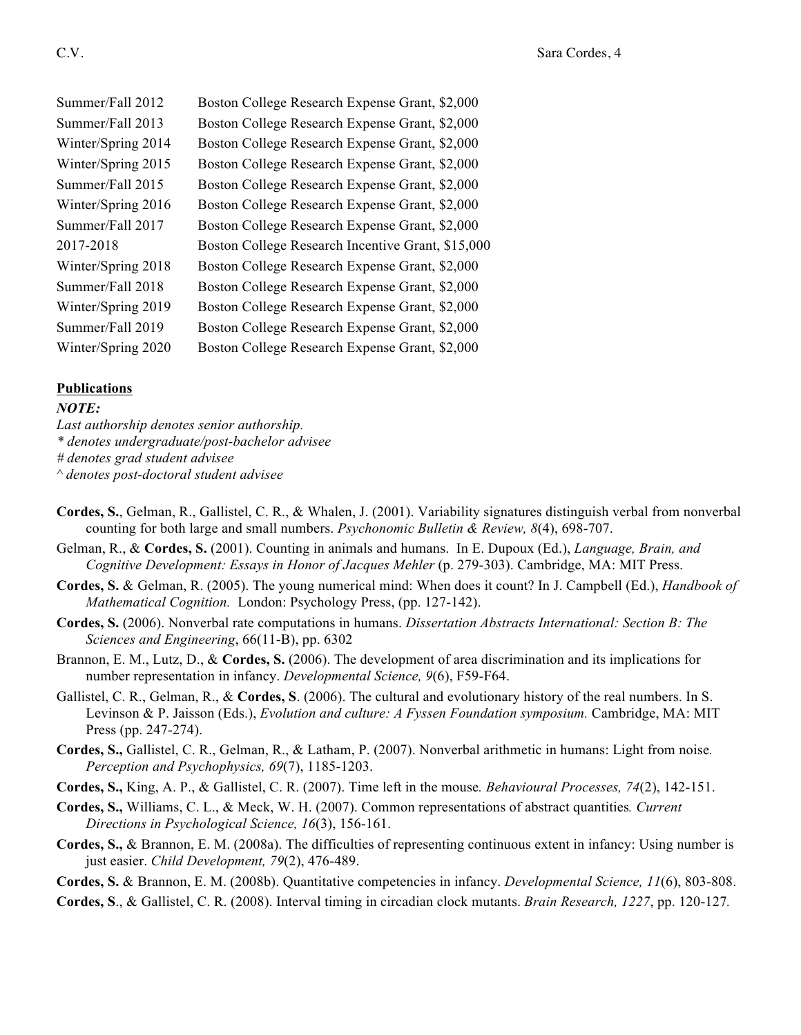| | |
|---|---|
| Summer/Fall 2012 | Boston College Research Expense Grant, $2,000 |
| Summer/Fall 2013 | Boston College Research Expense Grant, $2,000 |
| Winter/Spring 2014 | Boston College Research Expense Grant, $2,000 |
| Winter/Spring 2015 | Boston College Research Expense Grant, $2,000 |
| Summer/Fall 2015 | Boston College Research Expense Grant, $2,000 |
| Winter/Spring 2016 | Boston College Research Expense Grant, $2,000 |
| Summer/Fall 2017 | Boston College Research Expense Grant, $2,000 |
| 2017-2018 | Boston College Research Incentive Grant, $15,000 |
| Winter/Spring 2018 | Boston College Research Expense Grant, $2,000 |
| Summer/Fall 2018 | Boston College Research Expense Grant, $2,000 |
| Winter/Spring 2019 | Boston College Research Expense Grant, $2,000 |
| Summer/Fall 2019 | Boston College Research Expense Grant, $2,000 |
| Winter/Spring 2020 | Boston College Research Expense Grant, $2,000 |

## Publications

***NOTE:***
*Last authorship denotes senior authorship.*
*\* denotes undergraduate/post-bachelor advisee*
*# denotes grad student advisee*
*^ denotes post-doctoral student advisee*

**Cordes, S.**, Gelman, R., Gallistel, C. R., & Whalen, J. (2001). Variability signatures distinguish verbal from nonverbal counting for both large and small numbers. *Psychonomic Bulletin & Review, 8*(4), 698-707.

Gelman, R., & **Cordes, S.** (2001). Counting in animals and humans. In E. Dupoux (Ed.), *Language, Brain, and Cognitive Development: Essays in Honor of Jacques Mehler* (p. 279-303). Cambridge, MA: MIT Press.

**Cordes, S.** & Gelman, R. (2005). The young numerical mind: When does it count? In J. Campbell (Ed.), *Handbook of Mathematical Cognition.* London: Psychology Press, (pp. 127-142).

**Cordes, S.** (2006). Nonverbal rate computations in humans. *Dissertation Abstracts International: Section B: The Sciences and Engineering*, 66(11-B), pp. 6302

Brannon, E. M., Lutz, D., & **Cordes, S.** (2006). The development of area discrimination and its implications for number representation in infancy. *Developmental Science, 9*(6), F59-F64.

Gallistel, C. R., Gelman, R., & **Cordes, S**. (2006). The cultural and evolutionary history of the real numbers. In S. Levinson & P. Jaisson (Eds.), *Evolution and culture: A Fyssen Foundation symposium.* Cambridge, MA: MIT Press (pp. 247-274).

**Cordes, S.,** Gallistel, C. R., Gelman, R., & Latham, P. (2007). Nonverbal arithmetic in humans: Light from noise*. Perception and Psychophysics, 69*(7), 1185-1203.

**Cordes, S.,** King, A. P., & Gallistel, C. R. (2007). Time left in the mouse*. Behavioural Processes, 74*(2), 142-151.

**Cordes, S.,** Williams, C. L., & Meck, W. H. (2007). Common representations of abstract quantities*. Current Directions in Psychological Science, 16*(3), 156-161.

**Cordes, S.,** & Brannon, E. M. (2008a). The difficulties of representing continuous extent in infancy: Using number is just easier. *Child Development, 79*(2), 476-489.

**Cordes, S.** & Brannon, E. M. (2008b). Quantitative competencies in infancy. *Developmental Science, 11*(6), 803-808.

**Cordes, S**., & Gallistel, C. R. (2008). Interval timing in circadian clock mutants. *Brain Research, 1227*, pp. 120-127*.*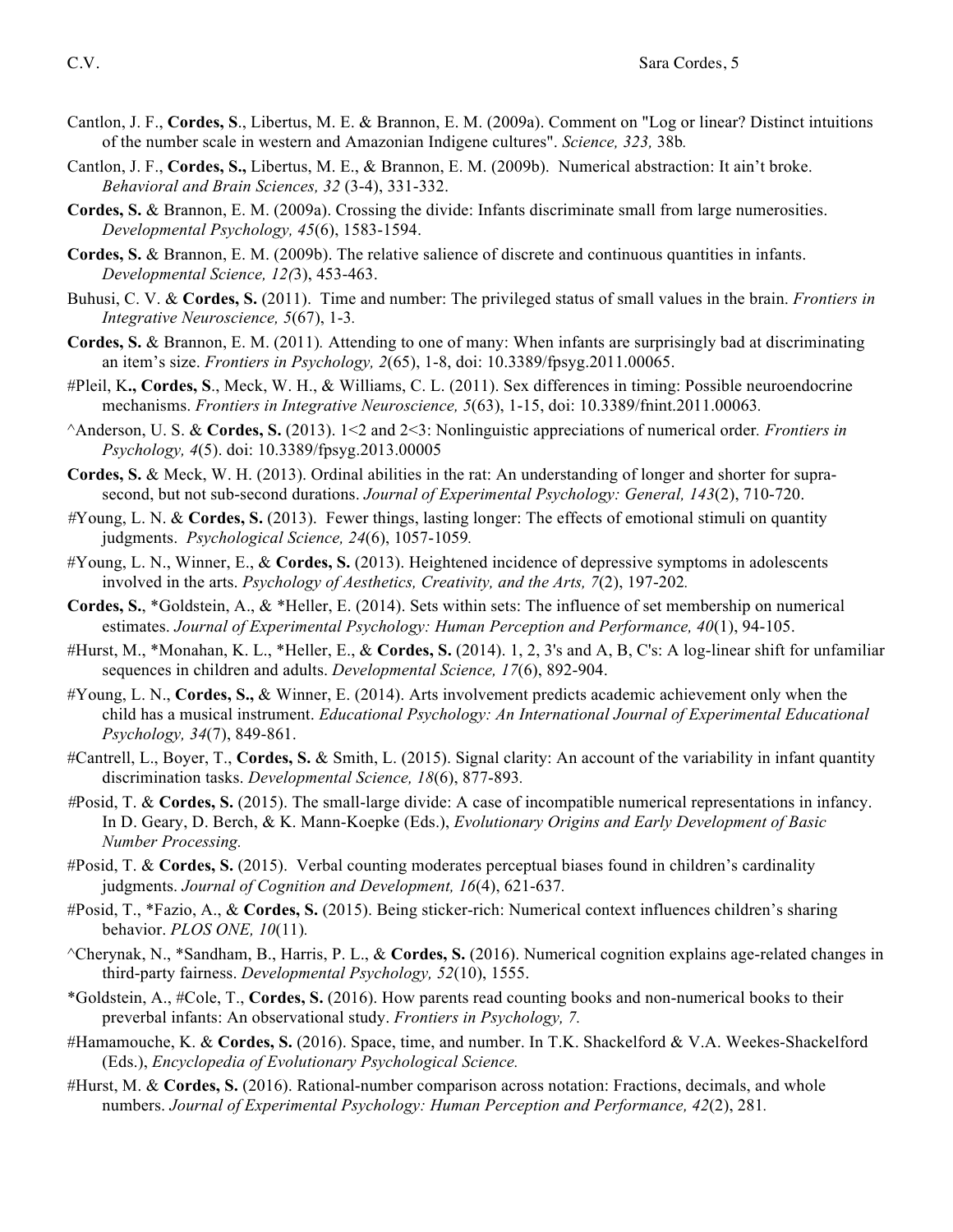Cantlon, J. F., **Cordes, S**., Libertus, M. E. & Brannon, E. M. (2009a). Comment on "Log or linear? Distinct intuitions of the number scale in western and Amazonian Indigene cultures". *Science, 323,* 38b*.*

Cantlon, J. F., **Cordes, S.,** Libertus, M. E., & Brannon, E. M. (2009b). Numerical abstraction: It ain't broke. *Behavioral and Brain Sciences, 32* (3-4), 331-332.

**Cordes, S.** & Brannon, E. M. (2009a). Crossing the divide: Infants discriminate small from large numerosities. *Developmental Psychology, 45*(6), 1583-1594.

**Cordes, S.** & Brannon, E. M. (2009b). The relative salience of discrete and continuous quantities in infants. *Developmental Science, 12(*3), 453-463.

Buhusi, C. V. & **Cordes, S.** (2011). Time and number: The privileged status of small values in the brain. *Frontiers in Integrative Neuroscience, 5*(67), 1-3.

**Cordes, S.** & Brannon, E. M. (2011). Attending to one of many: When infants are surprisingly bad at discriminating an item's size. *Frontiers in Psychology, 2*(65), 1-8, doi: 10.3389/fpsyg.2011.00065.

#Pleil, K**., Cordes, S**., Meck, W. H., & Williams, C. L. (2011). Sex differences in timing: Possible neuroendocrine mechanisms. *Frontiers in Integrative Neuroscience, 5*(63), 1-15, doi: 10.3389/fnint.2011.00063.

^Anderson, U. S. & **Cordes, S.** (2013). 1<2 and 2<3: Nonlinguistic appreciations of numerical order*. Frontiers in Psychology, 4*(5). doi: 10.3389/fpsyg.2013.00005

**Cordes, S.** & Meck, W. H. (2013). Ordinal abilities in the rat: An understanding of longer and shorter for supra-second, but not sub-second durations. *Journal of Experimental Psychology: General, 143*(2), 710-720.

#Young, L. N. & **Cordes, S.** (2013). Fewer things, lasting longer: The effects of emotional stimuli on quantity judgments. *Psychological Science, 24*(6), 1057-1059*.*

#Young, L. N., Winner, E., & **Cordes, S.** (2013). Heightened incidence of depressive symptoms in adolescents involved in the arts. *Psychology of Aesthetics, Creativity, and the Arts, 7*(2), 197-202*.*

**Cordes, S.**, *Goldstein, A., & *Heller, E. (2014). Sets within sets: The influence of set membership on numerical estimates. *Journal of Experimental Psychology: Human Perception and Performance, 40*(1), 94-105.

#Hurst, M., *Monahan, K. L., *Heller, E., & **Cordes, S.** (2014). 1, 2, 3's and A, B, C's: A log-linear shift for unfamiliar sequences in children and adults. *Developmental Science, 17*(6), 892-904.

#Young, L. N., **Cordes, S.,** & Winner, E. (2014). Arts involvement predicts academic achievement only when the child has a musical instrument. *Educational Psychology: An International Journal of Experimental Educational Psychology, 34*(7), 849-861.

#Cantrell, L., Boyer, T., **Cordes, S.** & Smith, L. (2015). Signal clarity: An account of the variability in infant quantity discrimination tasks. *Developmental Science, 18*(6), 877-893*.*

#Posid, T. & **Cordes, S.** (2015). The small-large divide: A case of incompatible numerical representations in infancy. In D. Geary, D. Berch, & K. Mann-Koepke (Eds.), *Evolutionary Origins and Early Development of Basic Number Processing.*

#Posid, T. & **Cordes, S.** (2015). Verbal counting moderates perceptual biases found in children's cardinality judgments. *Journal of Cognition and Development, 16*(4), 621-637*.*

#Posid, T., *Fazio, A., & **Cordes, S.** (2015). Being sticker-rich: Numerical context influences children's sharing behavior. *PLOS ONE, 10*(11)*.*

^Cherynak, N., *Sandham, B., Harris, P. L., & **Cordes, S.** (2016). Numerical cognition explains age-related changes in third-party fairness. *Developmental Psychology, 52*(10), 1555.

*Goldstein, A., #Cole, T., **Cordes, S.** (2016). How parents read counting books and non-numerical books to their preverbal infants: An observational study. *Frontiers in Psychology, 7.*

#Hamamouche, K. & **Cordes, S.** (2016). Space, time, and number. In T.K. Shackelford & V.A. Weekes-Shackelford (Eds.), *Encyclopedia of Evolutionary Psychological Science.*

#Hurst, M. & **Cordes, S.** (2016). Rational-number comparison across notation: Fractions, decimals, and whole numbers. *Journal of Experimental Psychology: Human Perception and Performance, 42*(2), 281*.*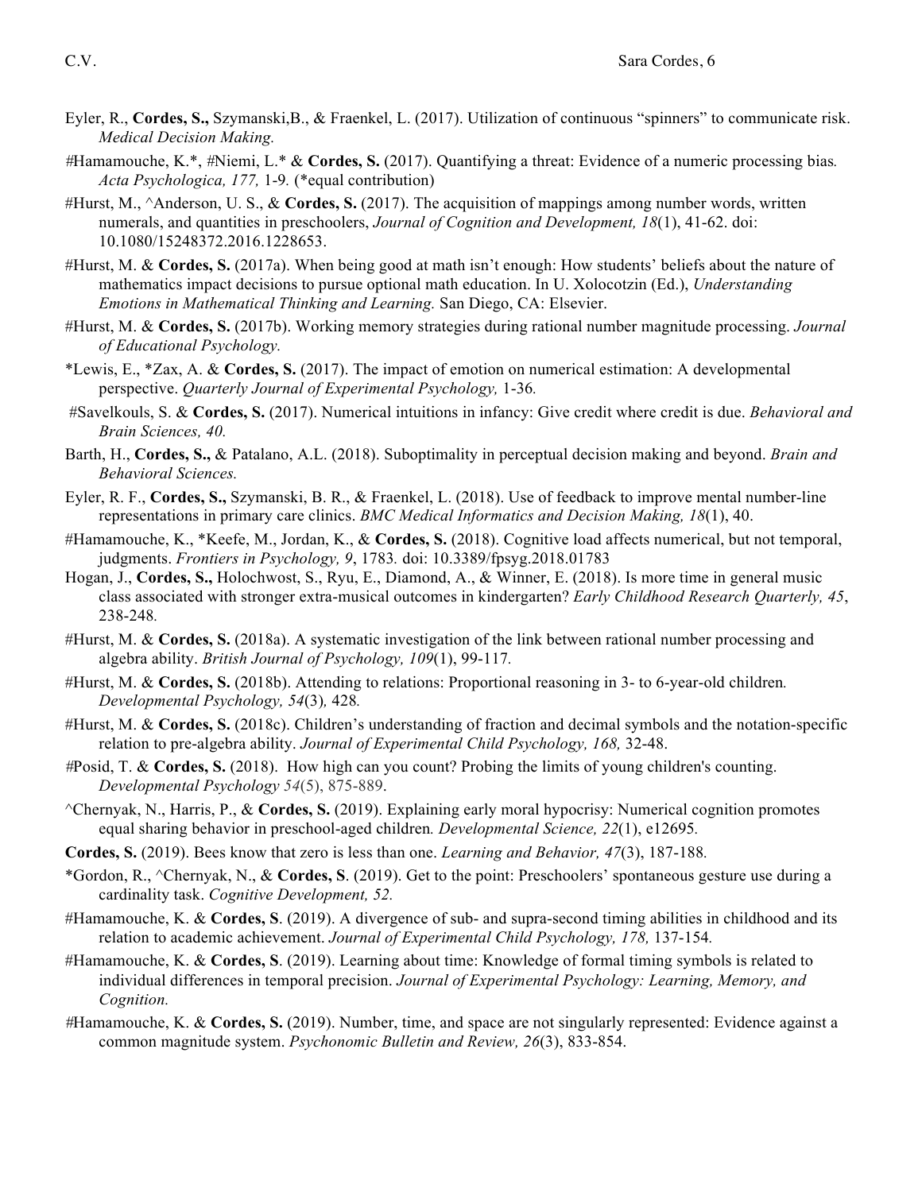Eyler, R., **Cordes, S.,** Szymanski,B., & Fraenkel, L. (2017). Utilization of continuous "spinners" to communicate risk. *Medical Decision Making.*

#Hamamouche, K.*, #Niemi, L.* & **Cordes, S.** (2017). Quantifying a threat: Evidence of a numeric processing bias*. Acta Psychologica, 177,* 1-9*.* (*equal contribution)

#Hurst, M., ^Anderson, U. S., & **Cordes, S.** (2017). The acquisition of mappings among number words, written numerals, and quantities in preschoolers, *Journal of Cognition and Development, 18*(1), 41-62. doi: 10.1080/15248372.2016.1228653.

#Hurst, M. & **Cordes, S.** (2017a). When being good at math isn't enough: How students' beliefs about the nature of mathematics impact decisions to pursue optional math education. In U. Xolocotzin (Ed.), *Understanding Emotions in Mathematical Thinking and Learning.* San Diego, CA: Elsevier.

#Hurst, M. & **Cordes, S.** (2017b). Working memory strategies during rational number magnitude processing. *Journal of Educational Psychology.*

*Lewis, E., *Zax, A. & **Cordes, S.** (2017). The impact of emotion on numerical estimation: A developmental perspective. *Quarterly Journal of Experimental Psychology,* 1-36*.*

#Savelkouls, S. & **Cordes, S.** (2017). Numerical intuitions in infancy: Give credit where credit is due. *Behavioral and Brain Sciences, 40.*

Barth, H., **Cordes, S.,** & Patalano, A.L. (2018). Suboptimality in perceptual decision making and beyond. *Brain and Behavioral Sciences.*

Eyler, R. F., **Cordes, S.,** Szymanski, B. R., & Fraenkel, L. (2018). Use of feedback to improve mental number-line representations in primary care clinics. *BMC Medical Informatics and Decision Making, 18*(1), 40.

#Hamamouche, K., *Keefe, M., Jordan, K., & **Cordes, S.** (2018). Cognitive load affects numerical, but not temporal, judgments. *Frontiers in Psychology, 9*, 1783*.* doi: 10.3389/fpsyg.2018.01783

Hogan, J., **Cordes, S.,** Holochwost, S., Ryu, E., Diamond, A., & Winner, E. (2018). Is more time in general music class associated with stronger extra-musical outcomes in kindergarten? *Early Childhood Research Quarterly, 45*, 238-248*.*

#Hurst, M. & **Cordes, S.** (2018a). A systematic investigation of the link between rational number processing and algebra ability. *British Journal of Psychology, 109*(1), 99-117*.*

#Hurst, M. & **Cordes, S.** (2018b). Attending to relations: Proportional reasoning in 3- to 6-year-old children*. Developmental Psychology, 54*(3)*,* 428*.*

#Hurst, M. & **Cordes, S.** (2018c). Children's understanding of fraction and decimal symbols and the notation-specific relation to pre-algebra ability. *Journal of Experimental Child Psychology, 168,* 32-48.

#Posid, T. & **Cordes, S.** (2018). How high can you count? Probing the limits of young children's counting. *Developmental Psychology 54*(5), 875-889.

^Chernyak, N., Harris, P., & **Cordes, S.** (2019). Explaining early moral hypocrisy: Numerical cognition promotes equal sharing behavior in preschool-aged children*. Developmental Science, 22*(1), e12695*.*

**Cordes, S.** (2019). Bees know that zero is less than one. *Learning and Behavior, 47*(3), 187-188*.*

*Gordon, R., ^Chernyak, N., & **Cordes, S**. (2019). Get to the point: Preschoolers' spontaneous gesture use during a cardinality task. *Cognitive Development, 52.*

#Hamamouche, K. & **Cordes, S**. (2019). A divergence of sub- and supra-second timing abilities in childhood and its relation to academic achievement. *Journal of Experimental Child Psychology, 178,* 137-154*.*

#Hamamouche, K. & **Cordes, S**. (2019). Learning about time: Knowledge of formal timing symbols is related to individual differences in temporal precision. *Journal of Experimental Psychology: Learning, Memory, and Cognition.*

#Hamamouche, K. & **Cordes, S.** (2019). Number, time, and space are not singularly represented: Evidence against a common magnitude system. *Psychonomic Bulletin and Review, 26*(3), 833-854.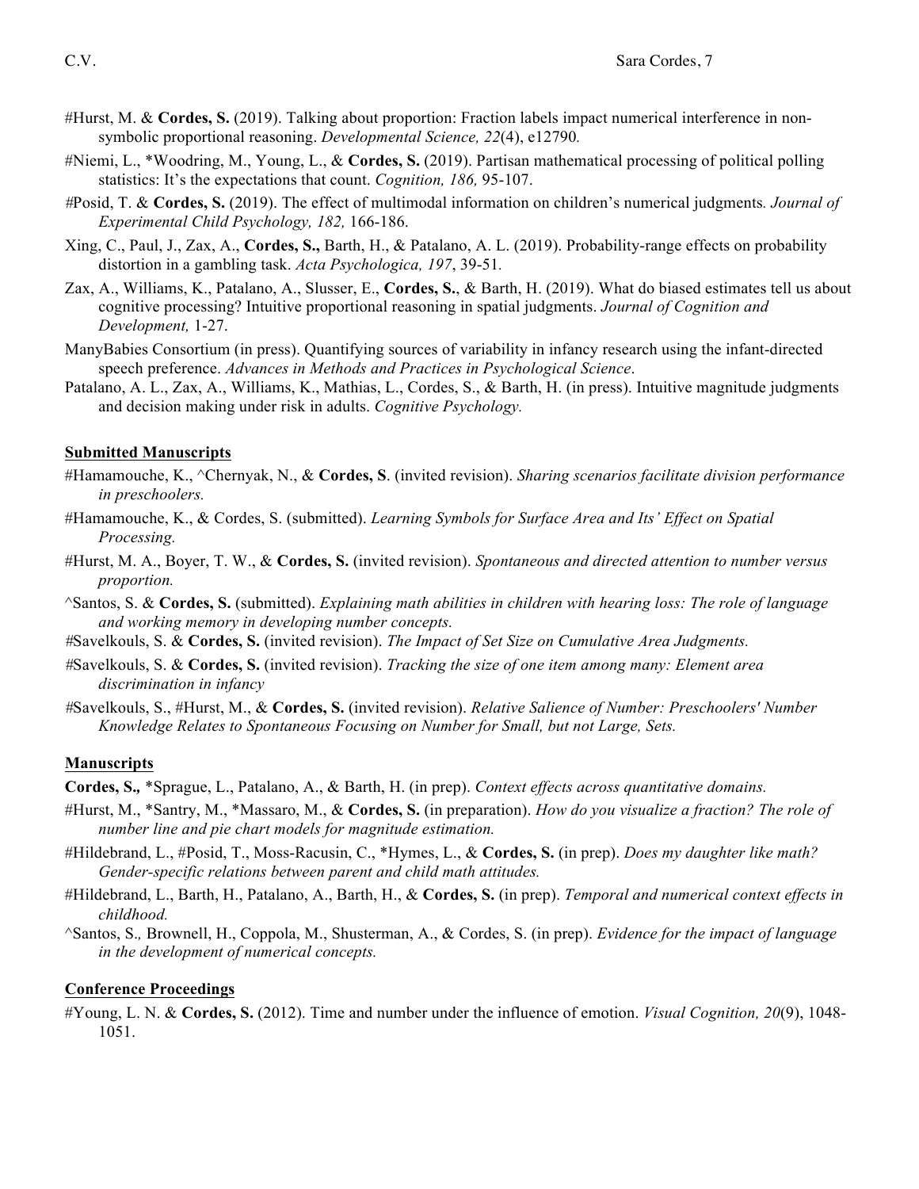#Hurst, M. & **Cordes, S.** (2019). Talking about proportion: Fraction labels impact numerical interference in non-symbolic proportional reasoning. *Developmental Science, 22*(4), e12790*.*

#Niemi, L., *Woodring, M., Young, L., & **Cordes, S.** (2019). Partisan mathematical processing of political polling statistics: It's the expectations that count. *Cognition, 186,* 95-107.

#Posid, T. & **Cordes, S.** (2019). The effect of multimodal information on children's numerical judgments*. Journal of Experimental Child Psychology, 182,* 166-186.

Xing, C., Paul, J., Zax, A., **Cordes, S.,** Barth, H., & Patalano, A. L. (2019). Probability-range effects on probability distortion in a gambling task. *Acta Psychologica, 197*, 39-51*.*

Zax, A., Williams, K., Patalano, A., Slusser, E., **Cordes, S.**, & Barth, H. (2019). What do biased estimates tell us about cognitive processing? Intuitive proportional reasoning in spatial judgments. *Journal of Cognition and Development,* 1-27.

ManyBabies Consortium (in press). Quantifying sources of variability in infancy research using the infant-directed speech preference. *Advances in Methods and Practices in Psychological Science*.

Patalano, A. L., Zax, A., Williams, K., Mathias, L., Cordes, S., & Barth, H. (in press). Intuitive magnitude judgments and decision making under risk in adults. *Cognitive Psychology.*

## Submitted Manuscripts

#Hamamouche, K., ^Chernyak, N., & **Cordes, S**. (invited revision). *Sharing scenarios facilitate division performance in preschoolers.*

#Hamamouche, K., & Cordes, S. (submitted). *Learning Symbols for Surface Area and Its' Effect on Spatial Processing.*

#Hurst, M. A., Boyer, T. W., & **Cordes, S.** (invited revision). *Spontaneous and directed attention to number versus proportion.*

^Santos, S. & **Cordes, S.** (submitted). *Explaining math abilities in children with hearing loss: The role of language and working memory in developing number concepts.*

#Savelkouls, S. & **Cordes, S.** (invited revision). *The Impact of Set Size on Cumulative Area Judgments.*

#Savelkouls, S. & **Cordes, S.** (invited revision). *Tracking the size of one item among many: Element area discrimination in infancy*

#Savelkouls, S., #Hurst, M., & **Cordes, S.** (invited revision). *Relative Salience of Number: Preschoolers' Number Knowledge Relates to Spontaneous Focusing on Number for Small, but not Large, Sets.*

## Manuscripts

**Cordes, S.***,* *Sprague, L., Patalano, A., & Barth, H. (in prep). *Context effects across quantitative domains.*

#Hurst, M., *Santry, M., *Massaro, M., & **Cordes, S.** (in preparation). *How do you visualize a fraction? The role of number line and pie chart models for magnitude estimation.*

#Hildebrand, L., #Posid, T., Moss-Racusin, C., *Hymes, L., & **Cordes, S.** (in prep). *Does my daughter like math? Gender-specific relations between parent and child math attitudes.*

#Hildebrand, L., Barth, H., Patalano, A., Barth, H., & **Cordes, S.** (in prep). *Temporal and numerical context effects in childhood.*

^Santos, S.*,* Brownell, H., Coppola, M., Shusterman, A., & Cordes, S. (in prep). *Evidence for the impact of language in the development of numerical concepts.*

## Conference Proceedings

#Young, L. N. & **Cordes, S.** (2012). Time and number under the influence of emotion. *Visual Cognition, 20*(9), 1048-1051.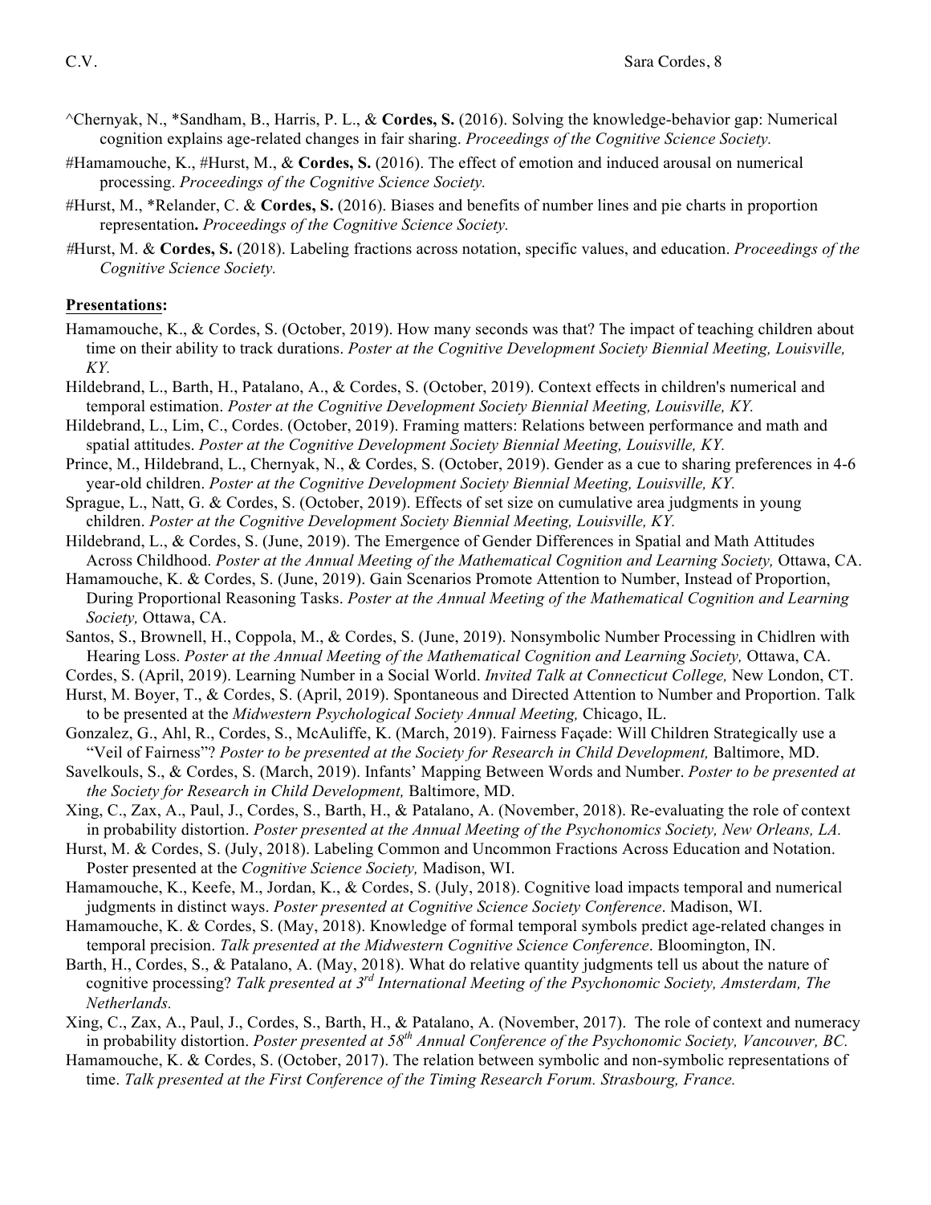^Chernyak, N., *Sandham, B., Harris, P. L., & **Cordes, S.** (2016). Solving the knowledge-behavior gap: Numerical cognition explains age-related changes in fair sharing. *Proceedings of the Cognitive Science Society.*

#Hamamouche, K., #Hurst, M., & **Cordes, S.** (2016). The effect of emotion and induced arousal on numerical processing. *Proceedings of the Cognitive Science Society.*

#Hurst, M., *Relander, C. & **Cordes, S.** (2016). Biases and benefits of number lines and pie charts in proportion representation**.** *Proceedings of the Cognitive Science Society.*

#Hurst, M. & **Cordes, S.** (2018). Labeling fractions across notation, specific values, and education. *Proceedings of the Cognitive Science Society.*

**Presentations:**

Hamamouche, K., & Cordes, S. (October, 2019). How many seconds was that? The impact of teaching children about time on their ability to track durations. *Poster at the Cognitive Development Society Biennial Meeting, Louisville, KY.*

Hildebrand, L., Barth, H., Patalano, A., & Cordes, S. (October, 2019). Context effects in children's numerical and temporal estimation. *Poster at the Cognitive Development Society Biennial Meeting, Louisville, KY.*

Hildebrand, L., Lim, C., Cordes. (October, 2019). Framing matters: Relations between performance and math and spatial attitudes. *Poster at the Cognitive Development Society Biennial Meeting, Louisville, KY.*

Prince, M., Hildebrand, L., Chernyak, N., & Cordes, S. (October, 2019). Gender as a cue to sharing preferences in 4-6 year-old children. *Poster at the Cognitive Development Society Biennial Meeting, Louisville, KY.*

Sprague, L., Natt, G. & Cordes, S. (October, 2019). Effects of set size on cumulative area judgments in young children. *Poster at the Cognitive Development Society Biennial Meeting, Louisville, KY.*

Hildebrand, L., & Cordes, S. (June, 2019). The Emergence of Gender Differences in Spatial and Math Attitudes Across Childhood. *Poster at the Annual Meeting of the Mathematical Cognition and Learning Society,* Ottawa, CA.

Hamamouche, K. & Cordes, S. (June, 2019). Gain Scenarios Promote Attention to Number, Instead of Proportion, During Proportional Reasoning Tasks. *Poster at the Annual Meeting of the Mathematical Cognition and Learning Society,* Ottawa, CA.

Santos, S., Brownell, H., Coppola, M., & Cordes, S. (June, 2019). Nonsymbolic Number Processing in Chidlren with Hearing Loss. *Poster at the Annual Meeting of the Mathematical Cognition and Learning Society,* Ottawa, CA.

Cordes, S. (April, 2019). Learning Number in a Social World. *Invited Talk at Connecticut College,* New London, CT.

Hurst, M. Boyer, T., & Cordes, S. (April, 2019). Spontaneous and Directed Attention to Number and Proportion. Talk to be presented at the *Midwestern Psychological Society Annual Meeting,* Chicago, IL.

Gonzalez, G., Ahl, R., Cordes, S., McAuliffe, K. (March, 2019). Fairness Façade: Will Children Strategically use a "Veil of Fairness"? *Poster to be presented at the Society for Research in Child Development,* Baltimore, MD.

Savelkouls, S., & Cordes, S. (March, 2019). Infants' Mapping Between Words and Number. *Poster to be presented at the Society for Research in Child Development,* Baltimore, MD.

Xing, C., Zax, A., Paul, J., Cordes, S., Barth, H., & Patalano, A. (November, 2018). Re-evaluating the role of context in probability distortion. *Poster presented at the Annual Meeting of the Psychonomics Society, New Orleans, LA.*

Hurst, M. & Cordes, S. (July, 2018). Labeling Common and Uncommon Fractions Across Education and Notation. Poster presented at the *Cognitive Science Society,* Madison, WI.

Hamamouche, K., Keefe, M., Jordan, K., & Cordes, S. (July, 2018). Cognitive load impacts temporal and numerical judgments in distinct ways. *Poster presented at Cognitive Science Society Conference*. Madison, WI.

Hamamouche, K. & Cordes, S. (May, 2018). Knowledge of formal temporal symbols predict age-related changes in temporal precision. *Talk presented at the Midwestern Cognitive Science Conference*. Bloomington, IN.

Barth, H., Cordes, S., & Patalano, A. (May, 2018). What do relative quantity judgments tell us about the nature of cognitive processing? *Talk presented at 3rd International Meeting of the Psychonomic Society, Amsterdam, The Netherlands.*

Xing, C., Zax, A., Paul, J., Cordes, S., Barth, H., & Patalano, A. (November, 2017). The role of context and numeracy in probability distortion. *Poster presented at 58th Annual Conference of the Psychonomic Society, Vancouver, BC.*

Hamamouche, K. & Cordes, S. (October, 2017). The relation between symbolic and non-symbolic representations of time. *Talk presented at the First Conference of the Timing Research Forum. Strasbourg, France.*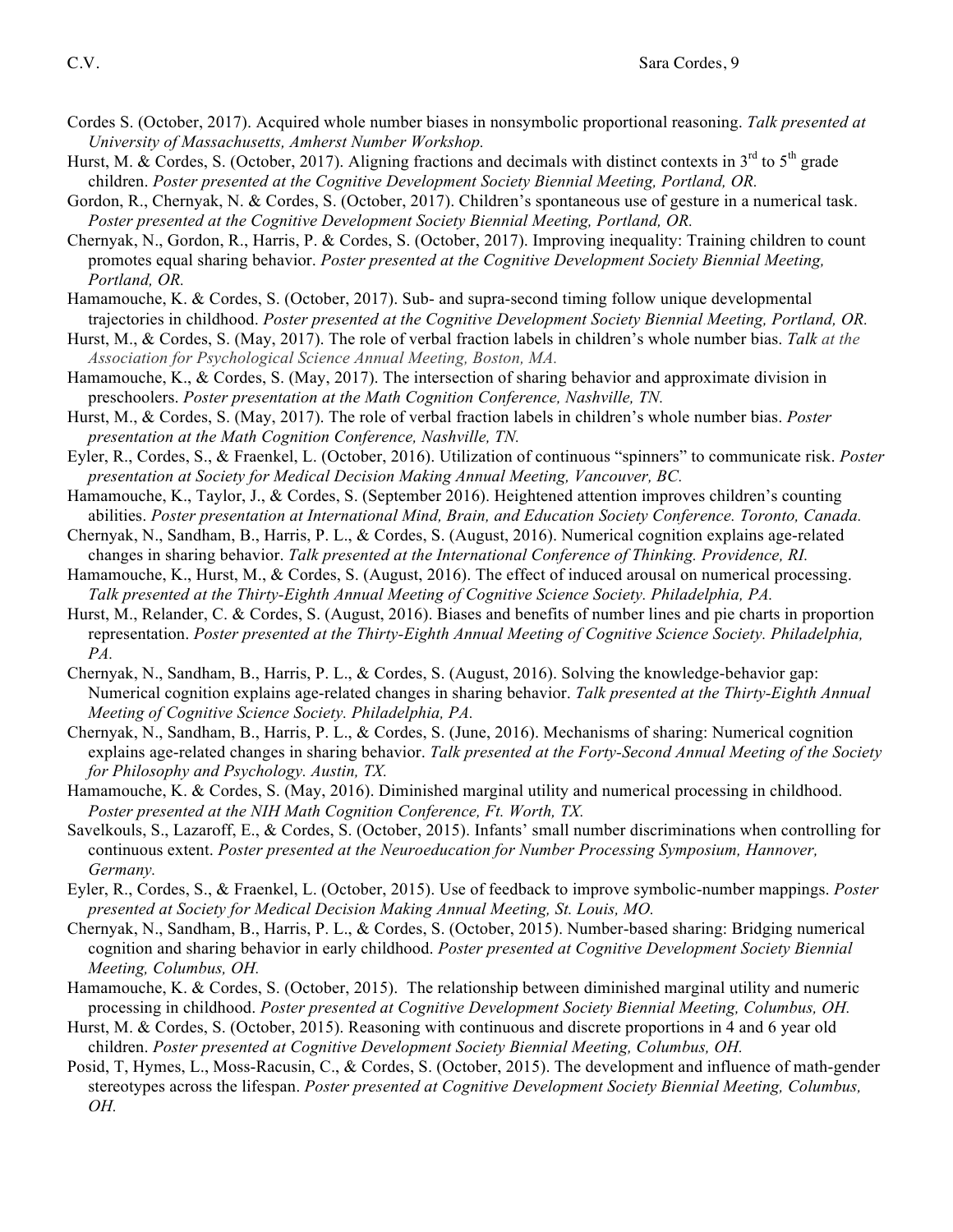Cordes S. (October, 2017). Acquired whole number biases in nonsymbolic proportional reasoning. *Talk presented at University of Massachusetts, Amherst Number Workshop.*

Hurst, M. & Cordes, S. (October, 2017). Aligning fractions and decimals with distinct contexts in 3rd to 5th grade children. *Poster presented at the Cognitive Development Society Biennial Meeting, Portland, OR.*

Gordon, R., Chernyak, N. & Cordes, S. (October, 2017). Children's spontaneous use of gesture in a numerical task. *Poster presented at the Cognitive Development Society Biennial Meeting, Portland, OR.*

Chernyak, N., Gordon, R., Harris, P. & Cordes, S. (October, 2017). Improving inequality: Training children to count promotes equal sharing behavior. *Poster presented at the Cognitive Development Society Biennial Meeting, Portland, OR.*

Hamamouche, K. & Cordes, S. (October, 2017). Sub- and supra-second timing follow unique developmental trajectories in childhood. *Poster presented at the Cognitive Development Society Biennial Meeting, Portland, OR.*

Hurst, M., & Cordes, S. (May, 2017). The role of verbal fraction labels in children's whole number bias. *Talk at the Association for Psychological Science Annual Meeting, Boston, MA.*

Hamamouche, K., & Cordes, S. (May, 2017). The intersection of sharing behavior and approximate division in preschoolers. *Poster presentation at the Math Cognition Conference, Nashville, TN.*

Hurst, M., & Cordes, S. (May, 2017). The role of verbal fraction labels in children's whole number bias. *Poster presentation at the Math Cognition Conference, Nashville, TN.*

Eyler, R., Cordes, S., & Fraenkel, L. (October, 2016). Utilization of continuous "spinners" to communicate risk. *Poster presentation at Society for Medical Decision Making Annual Meeting, Vancouver, BC.*

Hamamouche, K., Taylor, J., & Cordes, S. (September 2016). Heightened attention improves children's counting abilities. *Poster presentation at International Mind, Brain, and Education Society Conference. Toronto, Canada.*

Chernyak, N., Sandham, B., Harris, P. L., & Cordes, S. (August, 2016). Numerical cognition explains age-related changes in sharing behavior. *Talk presented at the International Conference of Thinking. Providence, RI.*

Hamamouche, K., Hurst, M., & Cordes, S. (August, 2016). The effect of induced arousal on numerical processing. *Talk presented at the Thirty-Eighth Annual Meeting of Cognitive Science Society. Philadelphia, PA.*

Hurst, M., Relander, C. & Cordes, S. (August, 2016). Biases and benefits of number lines and pie charts in proportion representation. *Poster presented at the Thirty-Eighth Annual Meeting of Cognitive Science Society. Philadelphia, PA.*

Chernyak, N., Sandham, B., Harris, P. L., & Cordes, S. (August, 2016). Solving the knowledge-behavior gap: Numerical cognition explains age-related changes in sharing behavior. *Talk presented at the Thirty-Eighth Annual Meeting of Cognitive Science Society. Philadelphia, PA.*

Chernyak, N., Sandham, B., Harris, P. L., & Cordes, S. (June, 2016). Mechanisms of sharing: Numerical cognition explains age-related changes in sharing behavior. *Talk presented at the Forty-Second Annual Meeting of the Society for Philosophy and Psychology. Austin, TX.*

Hamamouche, K. & Cordes, S. (May, 2016). Diminished marginal utility and numerical processing in childhood. *Poster presented at the NIH Math Cognition Conference, Ft. Worth, TX.*

Savelkouls, S., Lazaroff, E., & Cordes, S. (October, 2015). Infants' small number discriminations when controlling for continuous extent. *Poster presented at the Neuroeducation for Number Processing Symposium, Hannover, Germany.*

Eyler, R., Cordes, S., & Fraenkel, L. (October, 2015). Use of feedback to improve symbolic-number mappings. *Poster presented at Society for Medical Decision Making Annual Meeting, St. Louis, MO.*

Chernyak, N., Sandham, B., Harris, P. L., & Cordes, S. (October, 2015). Number-based sharing: Bridging numerical cognition and sharing behavior in early childhood. *Poster presented at Cognitive Development Society Biennial Meeting, Columbus, OH.*

Hamamouche, K. & Cordes, S. (October, 2015). The relationship between diminished marginal utility and numeric processing in childhood. *Poster presented at Cognitive Development Society Biennial Meeting, Columbus, OH.*

Hurst, M. & Cordes, S. (October, 2015). Reasoning with continuous and discrete proportions in 4 and 6 year old children. *Poster presented at Cognitive Development Society Biennial Meeting, Columbus, OH.*

Posid, T, Hymes, L., Moss-Racusin, C., & Cordes, S. (October, 2015). The development and influence of math-gender stereotypes across the lifespan. *Poster presented at Cognitive Development Society Biennial Meeting, Columbus, OH.*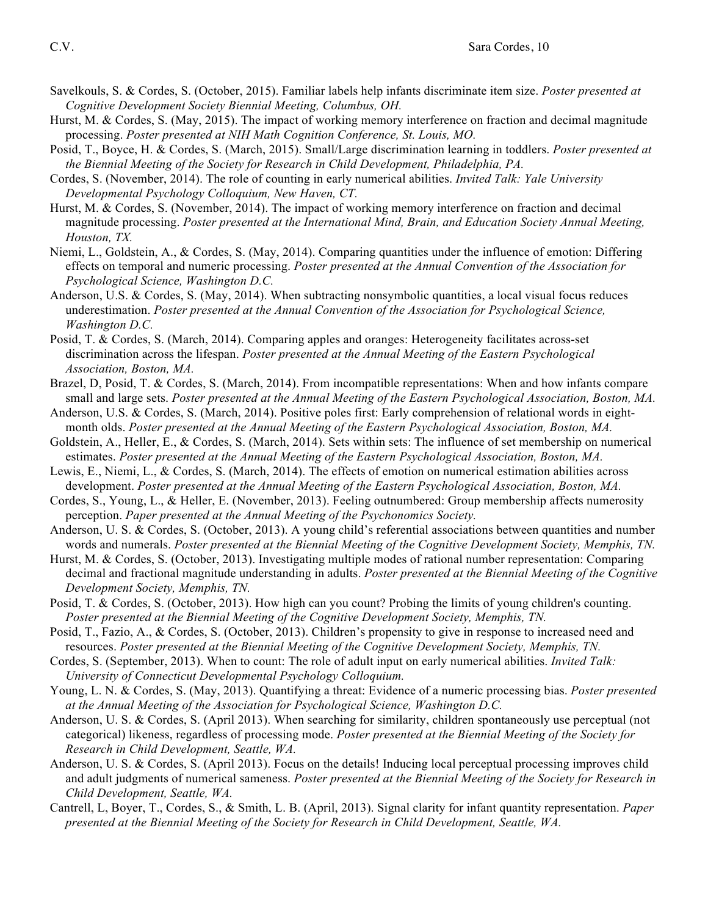Savelkouls, S. & Cordes, S. (October, 2015). Familiar labels help infants discriminate item size. *Poster presented at Cognitive Development Society Biennial Meeting, Columbus, OH.*

Hurst, M. & Cordes, S. (May, 2015). The impact of working memory interference on fraction and decimal magnitude processing. *Poster presented at NIH Math Cognition Conference, St. Louis, MO.*

Posid, T., Boyce, H. & Cordes, S. (March, 2015). Small/Large discrimination learning in toddlers. *Poster presented at the Biennial Meeting of the Society for Research in Child Development, Philadelphia, PA.*

Cordes, S. (November, 2014). The role of counting in early numerical abilities. *Invited Talk: Yale University Developmental Psychology Colloquium, New Haven, CT.*

Hurst, M. & Cordes, S. (November, 2014). The impact of working memory interference on fraction and decimal magnitude processing. *Poster presented at the International Mind, Brain, and Education Society Annual Meeting, Houston, TX.*

Niemi, L., Goldstein, A., & Cordes, S. (May, 2014). Comparing quantities under the influence of emotion: Differing effects on temporal and numeric processing. *Poster presented at the Annual Convention of the Association for Psychological Science, Washington D.C.*

Anderson, U.S. & Cordes, S. (May, 2014). When subtracting nonsymbolic quantities, a local visual focus reduces underestimation. *Poster presented at the Annual Convention of the Association for Psychological Science, Washington D.C.*

Posid, T. & Cordes, S. (March, 2014). Comparing apples and oranges: Heterogeneity facilitates across-set discrimination across the lifespan. *Poster presented at the Annual Meeting of the Eastern Psychological Association, Boston, MA.*

Brazel, D, Posid, T. & Cordes, S. (March, 2014). From incompatible representations: When and how infants compare small and large sets. *Poster presented at the Annual Meeting of the Eastern Psychological Association, Boston, MA.*

Anderson, U.S. & Cordes, S. (March, 2014). Positive poles first: Early comprehension of relational words in eight-month olds. *Poster presented at the Annual Meeting of the Eastern Psychological Association, Boston, MA.*

Goldstein, A., Heller, E., & Cordes, S. (March, 2014). Sets within sets: The influence of set membership on numerical estimates. *Poster presented at the Annual Meeting of the Eastern Psychological Association, Boston, MA.*

Lewis, E., Niemi, L., & Cordes, S. (March, 2014). The effects of emotion on numerical estimation abilities across development. *Poster presented at the Annual Meeting of the Eastern Psychological Association, Boston, MA.*

Cordes, S., Young, L., & Heller, E. (November, 2013). Feeling outnumbered: Group membership affects numerosity perception. *Paper presented at the Annual Meeting of the Psychonomics Society.*

Anderson, U. S. & Cordes, S. (October, 2013). A young child's referential associations between quantities and number words and numerals. *Poster presented at the Biennial Meeting of the Cognitive Development Society, Memphis, TN.*

Hurst, M. & Cordes, S. (October, 2013). Investigating multiple modes of rational number representation: Comparing decimal and fractional magnitude understanding in adults. *Poster presented at the Biennial Meeting of the Cognitive Development Society, Memphis, TN.*

Posid, T. & Cordes, S. (October, 2013). How high can you count? Probing the limits of young children's counting. *Poster presented at the Biennial Meeting of the Cognitive Development Society, Memphis, TN.*

Posid, T., Fazio, A., & Cordes, S. (October, 2013). Children's propensity to give in response to increased need and resources. *Poster presented at the Biennial Meeting of the Cognitive Development Society, Memphis, TN.*

Cordes, S. (September, 2013). When to count: The role of adult input on early numerical abilities. *Invited Talk: University of Connecticut Developmental Psychology Colloquium.*

Young, L. N. & Cordes, S. (May, 2013). Quantifying a threat: Evidence of a numeric processing bias. *Poster presented at the Annual Meeting of the Association for Psychological Science, Washington D.C.*

Anderson, U. S. & Cordes, S. (April 2013). When searching for similarity, children spontaneously use perceptual (not categorical) likeness, regardless of processing mode. *Poster presented at the Biennial Meeting of the Society for Research in Child Development, Seattle, WA.*

Anderson, U. S. & Cordes, S. (April 2013). Focus on the details! Inducing local perceptual processing improves child and adult judgments of numerical sameness. *Poster presented at the Biennial Meeting of the Society for Research in Child Development, Seattle, WA.*

Cantrell, L, Boyer, T., Cordes, S., & Smith, L. B. (April, 2013). Signal clarity for infant quantity representation. *Paper presented at the Biennial Meeting of the Society for Research in Child Development, Seattle, WA.*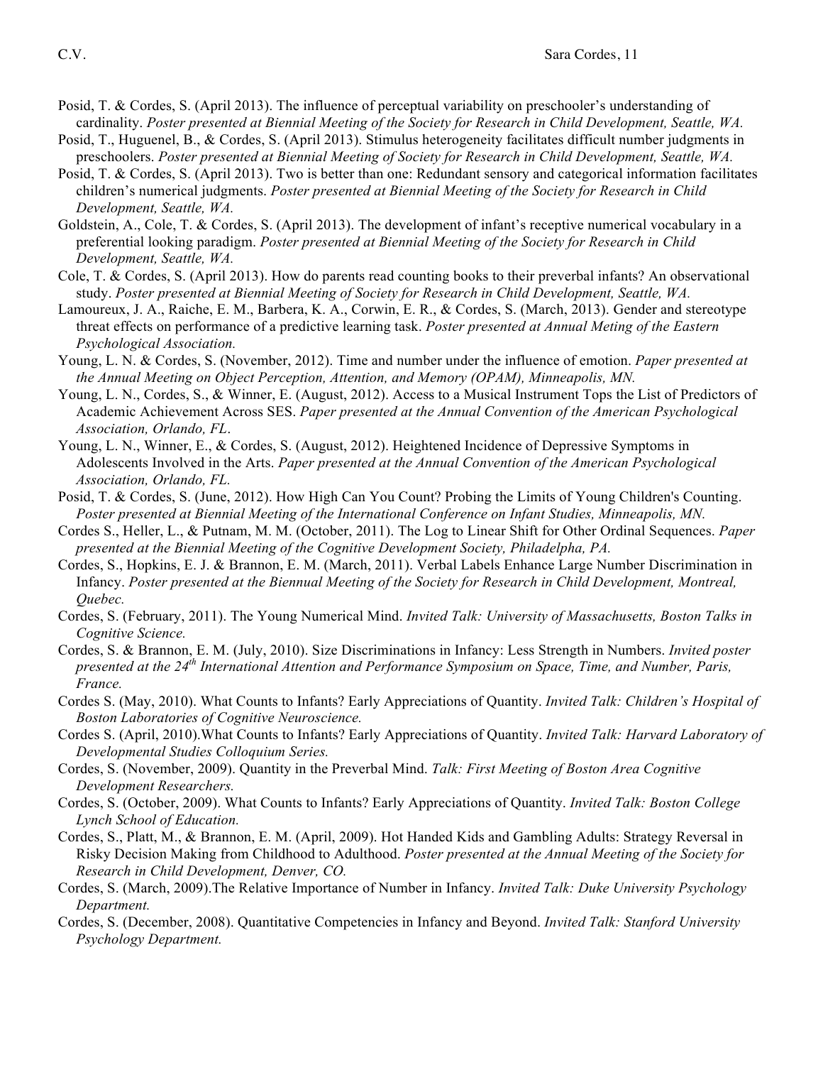Posid, T. & Cordes, S. (April 2013). The influence of perceptual variability on preschooler's understanding of cardinality. *Poster presented at Biennial Meeting of the Society for Research in Child Development, Seattle, WA.*

Posid, T., Huguenel, B., & Cordes, S. (April 2013). Stimulus heterogeneity facilitates difficult number judgments in preschoolers. *Poster presented at Biennial Meeting of Society for Research in Child Development, Seattle, WA.*

Posid, T. & Cordes, S. (April 2013). Two is better than one: Redundant sensory and categorical information facilitates children's numerical judgments. *Poster presented at Biennial Meeting of the Society for Research in Child Development, Seattle, WA.*

Goldstein, A., Cole, T. & Cordes, S. (April 2013). The development of infant's receptive numerical vocabulary in a preferential looking paradigm. *Poster presented at Biennial Meeting of the Society for Research in Child Development, Seattle, WA.*

Cole, T. & Cordes, S. (April 2013). How do parents read counting books to their preverbal infants? An observational study. *Poster presented at Biennial Meeting of Society for Research in Child Development, Seattle, WA.*

Lamoureux, J. A., Raiche, E. M., Barbera, K. A., Corwin, E. R., & Cordes, S. (March, 2013). Gender and stereotype threat effects on performance of a predictive learning task. *Poster presented at Annual Meting of the Eastern Psychological Association.*

Young, L. N. & Cordes, S. (November, 2012). Time and number under the influence of emotion. *Paper presented at the Annual Meeting on Object Perception, Attention, and Memory (OPAM), Minneapolis, MN.*

Young, L. N., Cordes, S., & Winner, E. (August, 2012). Access to a Musical Instrument Tops the List of Predictors of Academic Achievement Across SES. *Paper presented at the Annual Convention of the American Psychological Association, Orlando, FL.*

Young, L. N., Winner, E., & Cordes, S. (August, 2012). Heightened Incidence of Depressive Symptoms in Adolescents Involved in the Arts. *Paper presented at the Annual Convention of the American Psychological Association, Orlando, FL.*

Posid, T. & Cordes, S. (June, 2012). How High Can You Count? Probing the Limits of Young Children's Counting. *Poster presented at Biennial Meeting of the International Conference on Infant Studies, Minneapolis, MN.*

Cordes S., Heller, L., & Putnam, M. M. (October, 2011). The Log to Linear Shift for Other Ordinal Sequences. *Paper presented at the Biennial Meeting of the Cognitive Development Society, Philadelpha, PA.*

Cordes, S., Hopkins, E. J. & Brannon, E. M. (March, 2011). Verbal Labels Enhance Large Number Discrimination in Infancy. *Poster presented at the Biennual Meeting of the Society for Research in Child Development, Montreal, Quebec.*

Cordes, S. (February, 2011). The Young Numerical Mind. *Invited Talk: University of Massachusetts, Boston Talks in Cognitive Science.*

Cordes, S. & Brannon, E. M. (July, 2010). Size Discriminations in Infancy: Less Strength in Numbers. *Invited poster presented at the 24th International Attention and Performance Symposium on Space, Time, and Number, Paris, France.*

Cordes S. (May, 2010). What Counts to Infants? Early Appreciations of Quantity. *Invited Talk: Children's Hospital of Boston Laboratories of Cognitive Neuroscience.*

Cordes S. (April, 2010).What Counts to Infants? Early Appreciations of Quantity. *Invited Talk: Harvard Laboratory of Developmental Studies Colloquium Series.*

Cordes, S. (November, 2009). Quantity in the Preverbal Mind. *Talk: First Meeting of Boston Area Cognitive Development Researchers.*

Cordes, S. (October, 2009). What Counts to Infants? Early Appreciations of Quantity. *Invited Talk: Boston College Lynch School of Education.*

Cordes, S., Platt, M., & Brannon, E. M. (April, 2009). Hot Handed Kids and Gambling Adults: Strategy Reversal in Risky Decision Making from Childhood to Adulthood. *Poster presented at the Annual Meeting of the Society for Research in Child Development, Denver, CO.*

Cordes, S. (March, 2009).The Relative Importance of Number in Infancy. *Invited Talk: Duke University Psychology Department.*

Cordes, S. (December, 2008). Quantitative Competencies in Infancy and Beyond. *Invited Talk: Stanford University Psychology Department.*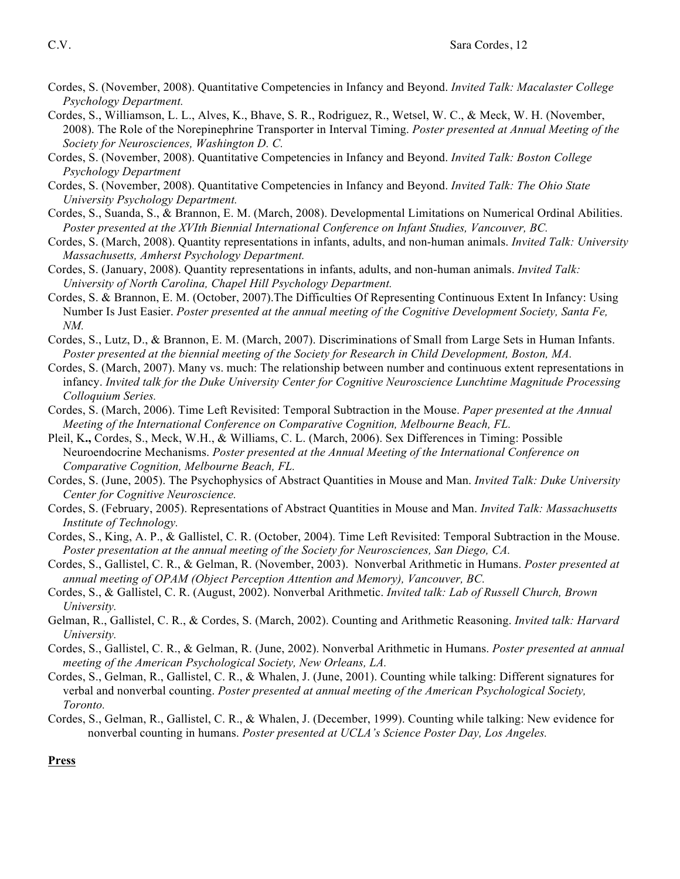Cordes, S. (November, 2008). Quantitative Competencies in Infancy and Beyond. *Invited Talk: Macalaster College Psychology Department.*

Cordes, S., Williamson, L. L., Alves, K., Bhave, S. R., Rodriguez, R., Wetsel, W. C., & Meck, W. H. (November, 2008). The Role of the Norepinephrine Transporter in Interval Timing. *Poster presented at Annual Meeting of the Society for Neurosciences, Washington D. C.*

Cordes, S. (November, 2008). Quantitative Competencies in Infancy and Beyond. *Invited Talk: Boston College Psychology Department*

Cordes, S. (November, 2008). Quantitative Competencies in Infancy and Beyond. *Invited Talk: The Ohio State University Psychology Department.*

Cordes, S., Suanda, S., & Brannon, E. M. (March, 2008). Developmental Limitations on Numerical Ordinal Abilities. *Poster presented at the XVIth Biennial International Conference on Infant Studies, Vancouver, BC.*

Cordes, S. (March, 2008). Quantity representations in infants, adults, and non-human animals. *Invited Talk: University Massachusetts, Amherst Psychology Department.*

Cordes, S. (January, 2008). Quantity representations in infants, adults, and non-human animals. *Invited Talk: University of North Carolina, Chapel Hill Psychology Department.*

Cordes, S. & Brannon, E. M. (October, 2007).The Difficulties Of Representing Continuous Extent In Infancy: Using Number Is Just Easier. *Poster presented at the annual meeting of the Cognitive Development Society, Santa Fe, NM.*

Cordes, S., Lutz, D., & Brannon, E. M. (March, 2007). Discriminations of Small from Large Sets in Human Infants. *Poster presented at the biennial meeting of the Society for Research in Child Development, Boston, MA.*

Cordes, S. (March, 2007). Many vs. much: The relationship between number and continuous extent representations in infancy. *Invited talk for the Duke University Center for Cognitive Neuroscience Lunchtime Magnitude Processing Colloquium Series.*

Cordes, S. (March, 2006). Time Left Revisited: Temporal Subtraction in the Mouse. *Paper presented at the Annual Meeting of the International Conference on Comparative Cognition, Melbourne Beach, FL.*

Pleil, K**.,** Cordes, S., Meck, W.H., & Williams, C. L. (March, 2006). Sex Differences in Timing: Possible Neuroendocrine Mechanisms. *Poster presented at the Annual Meeting of the International Conference on Comparative Cognition, Melbourne Beach, FL.*

Cordes, S. (June, 2005). The Psychophysics of Abstract Quantities in Mouse and Man. *Invited Talk: Duke University Center for Cognitive Neuroscience.*

Cordes, S. (February, 2005). Representations of Abstract Quantities in Mouse and Man. *Invited Talk: Massachusetts Institute of Technology.*

Cordes, S., King, A. P., & Gallistel, C. R. (October, 2004). Time Left Revisited: Temporal Subtraction in the Mouse. *Poster presentation at the annual meeting of the Society for Neurosciences, San Diego, CA.*

Cordes, S., Gallistel, C. R., & Gelman, R. (November, 2003). Nonverbal Arithmetic in Humans. *Poster presented at annual meeting of OPAM (Object Perception Attention and Memory), Vancouver, BC.*

Cordes, S., & Gallistel, C. R. (August, 2002). Nonverbal Arithmetic. *Invited talk: Lab of Russell Church, Brown University.*

Gelman, R., Gallistel, C. R., & Cordes, S. (March, 2002). Counting and Arithmetic Reasoning. *Invited talk: Harvard University.*

Cordes, S., Gallistel, C. R., & Gelman, R. (June, 2002). Nonverbal Arithmetic in Humans. *Poster presented at annual meeting of the American Psychological Society, New Orleans, LA.*

Cordes, S., Gelman, R., Gallistel, C. R., & Whalen, J. (June, 2001). Counting while talking: Different signatures for verbal and nonverbal counting. *Poster presented at annual meeting of the American Psychological Society, Toronto.*

Cordes, S., Gelman, R., Gallistel, C. R., & Whalen, J. (December, 1999). Counting while talking: New evidence for nonverbal counting in humans. *Poster presented at UCLA's Science Poster Day, Los Angeles.*

**Press**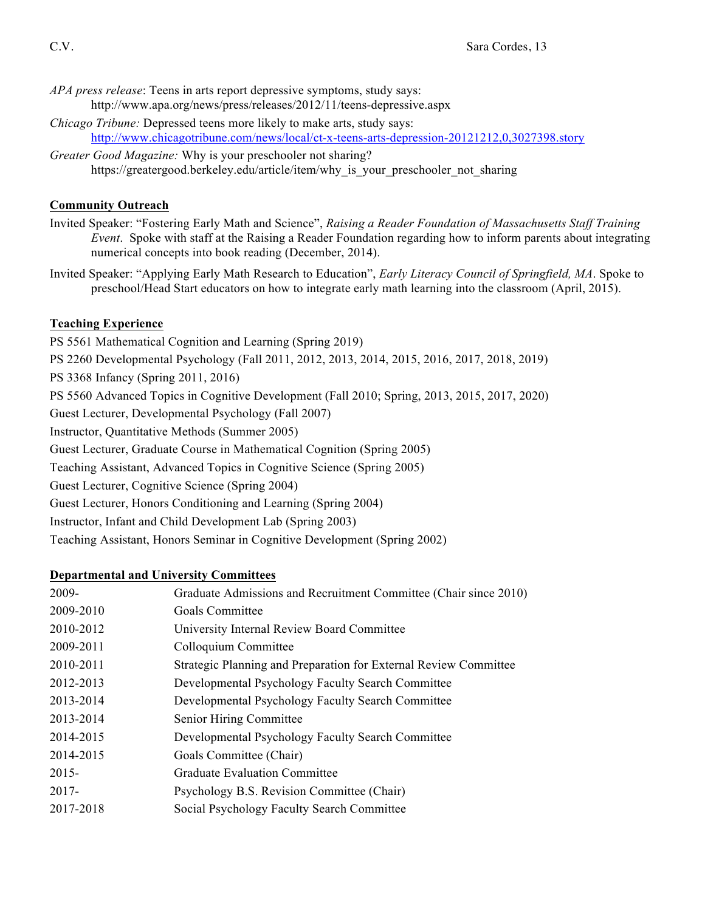*APA press release*: Teens in arts report depressive symptoms, study says: http://www.apa.org/news/press/releases/2012/11/teens-depressive.aspx

*Chicago Tribune:* Depressed teens more likely to make arts, study says: http://www.chicagotribune.com/news/local/ct-x-teens-arts-depression-20121212,0,3027398.story

*Greater Good Magazine:* Why is your preschooler not sharing? https://greatergood.berkeley.edu/article/item/why_is_your_preschooler_not_sharing

## Community Outreach

Invited Speaker: "Fostering Early Math and Science", *Raising a Reader Foundation of Massachusetts Staff Training Event*. Spoke with staff at the Raising a Reader Foundation regarding how to inform parents about integrating numerical concepts into book reading (December, 2014).

Invited Speaker: "Applying Early Math Research to Education", *Early Literacy Council of Springfield, MA*. Spoke to preschool/Head Start educators on how to integrate early math learning into the classroom (April, 2015).

## Teaching Experience

PS 5561 Mathematical Cognition and Learning (Spring 2019)

PS 2260 Developmental Psychology (Fall 2011, 2012, 2013, 2014, 2015, 2016, 2017, 2018, 2019)

PS 3368 Infancy (Spring 2011, 2016)

PS 5560 Advanced Topics in Cognitive Development (Fall 2010; Spring, 2013, 2015, 2017, 2020)

Guest Lecturer, Developmental Psychology (Fall 2007)

Instructor, Quantitative Methods (Summer 2005)

Guest Lecturer, Graduate Course in Mathematical Cognition (Spring 2005)

Teaching Assistant, Advanced Topics in Cognitive Science (Spring 2005)

Guest Lecturer, Cognitive Science (Spring 2004)

Guest Lecturer, Honors Conditioning and Learning (Spring 2004)

Instructor, Infant and Child Development Lab (Spring 2003)

Teaching Assistant, Honors Seminar in Cognitive Development (Spring 2002)

## Departmental and University Committees

| | |
|---|---|
| 2009- | Graduate Admissions and Recruitment Committee (Chair since 2010) |
| 2009-2010 | Goals Committee |
| 2010-2012 | University Internal Review Board Committee |
| 2009-2011 | Colloquium Committee |
| 2010-2011 | Strategic Planning and Preparation for External Review Committee |
| 2012-2013 | Developmental Psychology Faculty Search Committee |
| 2013-2014 | Developmental Psychology Faculty Search Committee |
| 2013-2014 | Senior Hiring Committee |
| 2014-2015 | Developmental Psychology Faculty Search Committee |
| 2014-2015 | Goals Committee (Chair) |
| 2015- | Graduate Evaluation Committee |
| 2017- | Psychology B.S. Revision Committee (Chair) |
| 2017-2018 | Social Psychology Faculty Search Committee |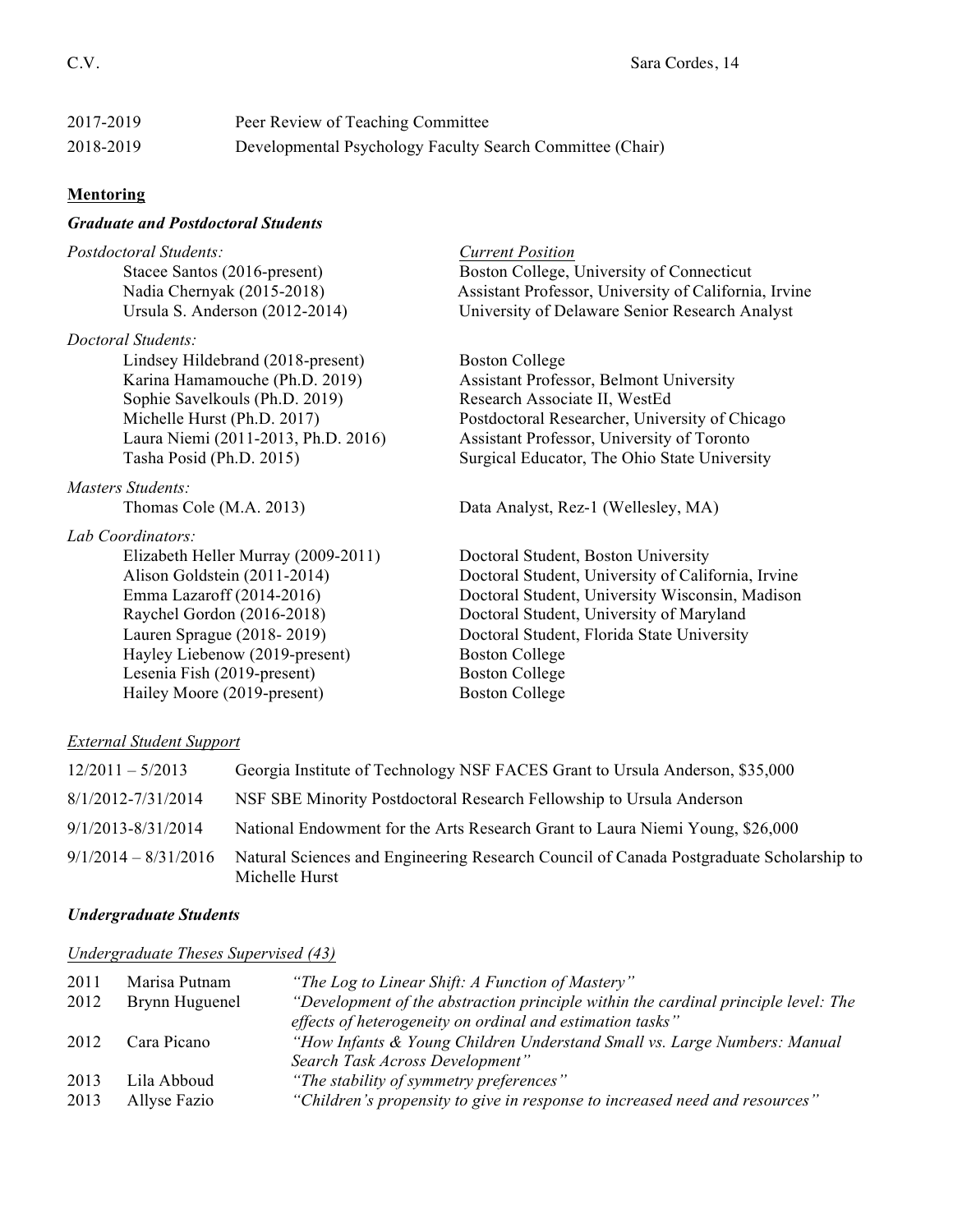| | |
|---|---|
| 2017-2019 | Peer Review of Teaching Committee |
| 2018-2019 | Developmental Psychology Faculty Search Committee (Chair) |

**Mentoring**

***Graduate and Postdoctoral Students***

| | *Current Position* |
|---|---|
| *Postdoctoral Students:* | |
| Stacee Santos (2016-present) | Boston College, University of Connecticut |
| Nadia Chernyak (2015-2018) | Assistant Professor, University of California, Irvine |
| Ursula S. Anderson (2012-2014) | University of Delaware Senior Research Analyst |
| *Doctoral Students:* | |
| Lindsey Hildebrand (2018-present) | Boston College |
| Karina Hamamouche (Ph.D. 2019) | Assistant Professor, Belmont University |
| Sophie Savelkouls (Ph.D. 2019) | Research Associate II, WestEd |
| Michelle Hurst (Ph.D. 2017) | Postdoctoral Researcher, University of Chicago |
| Laura Niemi (2011-2013, Ph.D. 2016) | Assistant Professor, University of Toronto |
| Tasha Posid (Ph.D. 2015) | Surgical Educator, The Ohio State University |
| *Masters Students:* | |
| Thomas Cole (M.A. 2013) | Data Analyst, Rez-1 (Wellesley, MA) |
| *Lab Coordinators:* | |
| Elizabeth Heller Murray (2009-2011) | Doctoral Student, Boston University |
| Alison Goldstein (2011-2014) | Doctoral Student, University of California, Irvine |
| Emma Lazaroff (2014-2016) | Doctoral Student, University Wisconsin, Madison |
| Raychel Gordon (2016-2018) | Doctoral Student, University of Maryland |
| Lauren Sprague (2018- 2019) | Doctoral Student, Florida State University |
| Hayley Liebenow (2019-present) | Boston College |
| Lesenia Fish (2019-present) | Boston College |
| Hailey Moore (2019-present) | Boston College |

*External Student Support*

| | |
|---|---|
| 12/2011 – 5/2013 | Georgia Institute of Technology NSF FACES Grant to Ursula Anderson, $35,000 |
| 8/1/2012-7/31/2014 | NSF SBE Minority Postdoctoral Research Fellowship to Ursula Anderson |
| 9/1/2013-8/31/2014 | National Endowment for the Arts Research Grant to Laura Niemi Young, $26,000 |
| 9/1/2014 – 8/31/2016 | Natural Sciences and Engineering Research Council of Canada Postgraduate Scholarship to Michelle Hurst |

***Undergraduate Students***

*Undergraduate Theses Supervised (43)*

| | | |
|---|---|---|
| 2011 | Marisa Putnam | *"The Log to Linear Shift: A Function of Mastery"* |
| 2012 | Brynn Huguenel | *"Development of the abstraction principle within the cardinal principle level: The effects of heterogeneity on ordinal and estimation tasks"* |
| 2012 | Cara Picano | *"How Infants & Young Children Understand Small vs. Large Numbers: Manual Search Task Across Development"* |
| 2013 | Lila Abboud | *"The stability of symmetry preferences"* |
| 2013 | Allyse Fazio | *"Children's propensity to give in response to increased need and resources"* |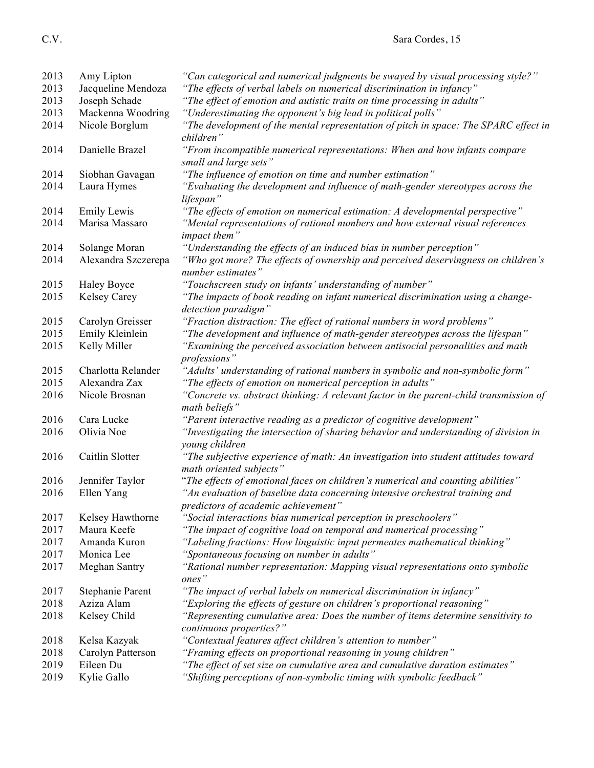| | | |
|---|---|---|
| 2013 | Amy Lipton | *"Can categorical and numerical judgments be swayed by visual processing style?"* |
| 2013 | Jacqueline Mendoza | *"The effects of verbal labels on numerical discrimination in infancy"* |
| 2013 | Joseph Schade | *"The effect of emotion and autistic traits on time processing in adults"* |
| 2013 | Mackenna Woodring | *"Underestimating the opponent's big lead in political polls"* |
| 2014 | Nicole Borglum | *"The development of the mental representation of pitch in space: The SPARC effect in children"* |
| 2014 | Danielle Brazel | *"From incompatible numerical representations: When and how infants compare small and large sets"* |
| 2014 | Siobhan Gavagan | *"The influence of emotion on time and number estimation"* |
| 2014 | Laura Hymes | *"Evaluating the development and influence of math-gender stereotypes across the lifespan"* |
| 2014 | Emily Lewis | *"The effects of emotion on numerical estimation: A developmental perspective"* |
| 2014 | Marisa Massaro | *"Mental representations of rational numbers and how external visual references impact them"* |
| 2014 | Solange Moran | *"Understanding the effects of an induced bias in number perception"* |
| 2014 | Alexandra Szczerepa | *"Who got more? The effects of ownership and perceived deservingness on children's number estimates"* |
| 2015 | Haley Boyce | *"Touchscreen study on infants' understanding of number"* |
| 2015 | Kelsey Carey | *"The impacts of book reading on infant numerical discrimination using a change-detection paradigm"* |
| 2015 | Carolyn Greisser | *"Fraction distraction: The effect of rational numbers in word problems"* |
| 2015 | Emily Kleinlein | *"The development and influence of math-gender stereotypes across the lifespan"* |
| 2015 | Kelly Miller | *"Examining the perceived association between antisocial personalities and math professions"* |
| 2015 | Charlotta Relander | *"Adults' understanding of rational numbers in symbolic and non-symbolic form"* |
| 2015 | Alexandra Zax | *"The effects of emotion on numerical perception in adults"* |
| 2016 | Nicole Brosnan | *"Concrete vs. abstract thinking: A relevant factor in the parent-child transmission of math beliefs"* |
| 2016 | Cara Lucke | *"Parent interactive reading as a predictor of cognitive development"* |
| 2016 | Olivia Noe | *"Investigating the intersection of sharing behavior and understanding of division in young children* |
| 2016 | Caitlin Slotter | *"The subjective experience of math: An investigation into student attitudes toward math oriented subjects"* |
| 2016 | Jennifer Taylor | "*The effects of emotional faces on children's numerical and counting abilities"* |
| 2016 | Ellen Yang | *"An evaluation of baseline data concerning intensive orchestral training and predictors of academic achievement"* |
| 2017 | Kelsey Hawthorne | *"Social interactions bias numerical perception in preschoolers"* |
| 2017 | Maura Keefe | *"The impact of cognitive load on temporal and numerical processing"* |
| 2017 | Amanda Kuron | *"Labeling fractions: How linguistic input permeates mathematical thinking"* |
| 2017 | Monica Lee | *"Spontaneous focusing on number in adults"* |
| 2017 | Meghan Santry | *"Rational number representation: Mapping visual representations onto symbolic ones"* |
| 2017 | Stephanie Parent | *"The impact of verbal labels on numerical discrimination in infancy"* |
| 2018 | Aziza Alam | *"Exploring the effects of gesture on children's proportional reasoning"* |
| 2018 | Kelsey Child | *"Representing cumulative area: Does the number of items determine sensitivity to continuous properties?"* |
| 2018 | Kelsa Kazyak | *"Contextual features affect children's attention to number"* |
| 2018 | Carolyn Patterson | *"Framing effects on proportional reasoning in young children"* |
| 2019 | Eileen Du | *"The effect of set size on cumulative area and cumulative duration estimates"* |
| 2019 | Kylie Gallo | *"Shifting perceptions of non-symbolic timing with symbolic feedback"* |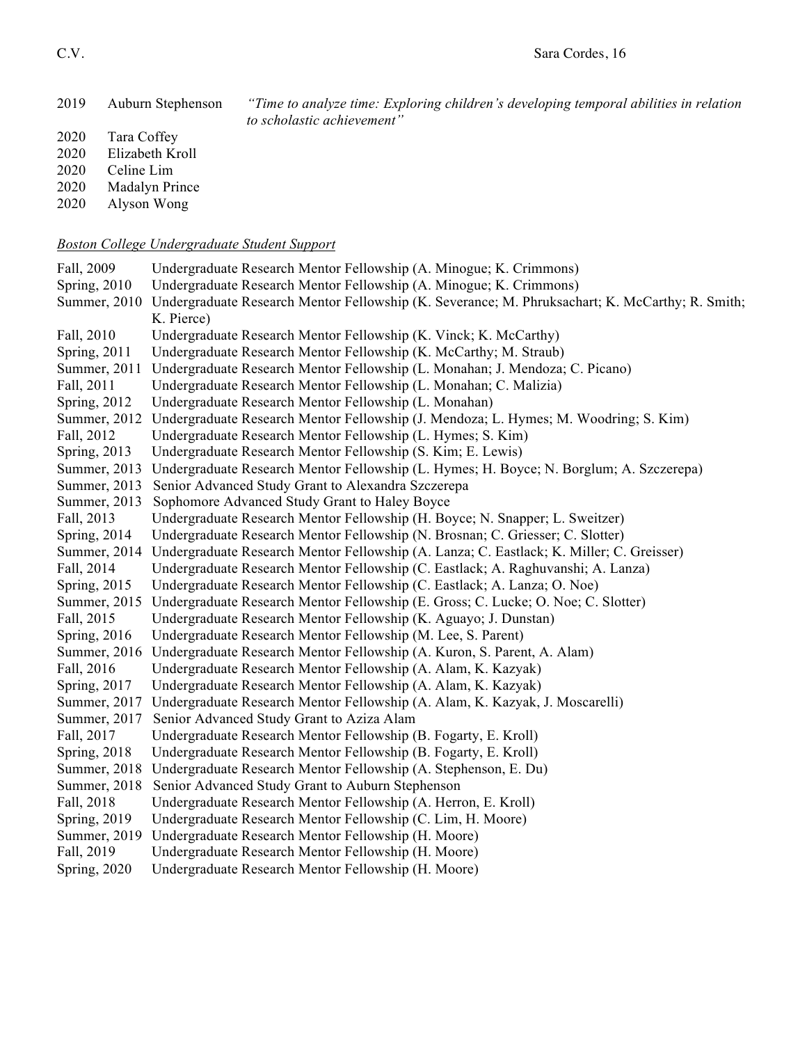2019 Auburn Stephenson *"Time to analyze time: Exploring children's developing temporal abilities in relation to scholastic achievement"*

2020 Tara Coffey

2020 Elizabeth Kroll

2020 Celine Lim

2020 Madalyn Prince

2020 Alyson Wong

*Boston College Undergraduate Student Support*

Fall, 2009 Undergraduate Research Mentor Fellowship (A. Minogue; K. Crimmons)

Spring, 2010 Undergraduate Research Mentor Fellowship (A. Minogue; K. Crimmons)

Summer, 2010 Undergraduate Research Mentor Fellowship (K. Severance; M. Phruksachart; K. McCarthy; R. Smith; K. Pierce)

Fall, 2010 Undergraduate Research Mentor Fellowship (K. Vinck; K. McCarthy)

Spring, 2011 Undergraduate Research Mentor Fellowship (K. McCarthy; M. Straub)

Summer, 2011 Undergraduate Research Mentor Fellowship (L. Monahan; J. Mendoza; C. Picano)

Fall, 2011 Undergraduate Research Mentor Fellowship (L. Monahan; C. Malizia)

Spring, 2012 Undergraduate Research Mentor Fellowship (L. Monahan)

Summer, 2012 Undergraduate Research Mentor Fellowship (J. Mendoza; L. Hymes; M. Woodring; S. Kim)

Fall, 2012 Undergraduate Research Mentor Fellowship (L. Hymes; S. Kim)

Spring, 2013 Undergraduate Research Mentor Fellowship (S. Kim; E. Lewis)

Summer, 2013 Undergraduate Research Mentor Fellowship (L. Hymes; H. Boyce; N. Borglum; A. Szczerepa)

Summer, 2013 Senior Advanced Study Grant to Alexandra Szczerepa

Summer, 2013 Sophomore Advanced Study Grant to Haley Boyce

Fall, 2013 Undergraduate Research Mentor Fellowship (H. Boyce; N. Snapper; L. Sweitzer)

Spring, 2014 Undergraduate Research Mentor Fellowship (N. Brosnan; C. Griesser; C. Slotter)

Summer, 2014 Undergraduate Research Mentor Fellowship (A. Lanza; C. Eastlack; K. Miller; C. Greisser)

Fall, 2014 Undergraduate Research Mentor Fellowship (C. Eastlack; A. Raghuvanshi; A. Lanza)

Spring, 2015 Undergraduate Research Mentor Fellowship (C. Eastlack; A. Lanza; O. Noe)

Summer, 2015 Undergraduate Research Mentor Fellowship (E. Gross; C. Lucke; O. Noe; C. Slotter)

Fall, 2015 Undergraduate Research Mentor Fellowship (K. Aguayo; J. Dunstan)

Spring, 2016 Undergraduate Research Mentor Fellowship (M. Lee, S. Parent)

Summer, 2016 Undergraduate Research Mentor Fellowship (A. Kuron, S. Parent, A. Alam)

Fall, 2016 Undergraduate Research Mentor Fellowship (A. Alam, K. Kazyak)

Spring, 2017 Undergraduate Research Mentor Fellowship (A. Alam, K. Kazyak)

Summer, 2017 Undergraduate Research Mentor Fellowship (A. Alam, K. Kazyak, J. Moscarelli)

Summer, 2017 Senior Advanced Study Grant to Aziza Alam

Fall, 2017 Undergraduate Research Mentor Fellowship (B. Fogarty, E. Kroll)

Spring, 2018 Undergraduate Research Mentor Fellowship (B. Fogarty, E. Kroll)

Summer, 2018 Undergraduate Research Mentor Fellowship (A. Stephenson, E. Du)

Summer, 2018 Senior Advanced Study Grant to Auburn Stephenson

Fall, 2018 Undergraduate Research Mentor Fellowship (A. Herron, E. Kroll)

Spring, 2019 Undergraduate Research Mentor Fellowship (C. Lim, H. Moore)

Summer, 2019 Undergraduate Research Mentor Fellowship (H. Moore)

Fall, 2019 Undergraduate Research Mentor Fellowship (H. Moore)

Spring, 2020 Undergraduate Research Mentor Fellowship (H. Moore)